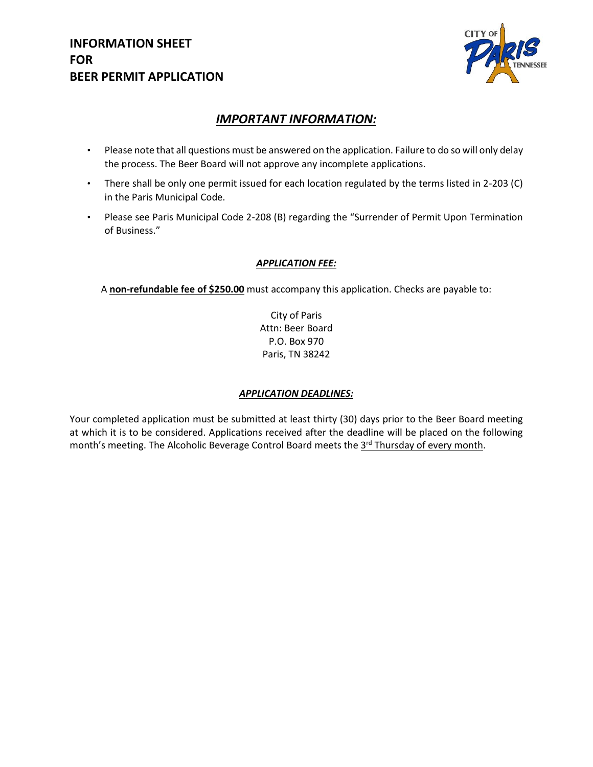# INFORMATION SHEET
# FOR
# BEER PERMIT APPLICATION

## ***IMPORTANT INFORMATION:***

- Please note that all questions must be answered on the application. Failure to do so will only delay the process. The Beer Board will not approve any incomplete applications.
- There shall be only one permit issued for each location regulated by the terms listed in 2-203 (C) in the Paris Municipal Code.
- Please see Paris Municipal Code 2-208 (B) regarding the "Surrender of Permit Upon Termination of Business."

### ***APPLICATION FEE:***

A **non-refundable fee of $250.00** must accompany this application. Checks are payable to:

City of Paris
Attn: Beer Board
P.O. Box 970
Paris, TN 38242

### ***APPLICATION DEADLINES:***

Your completed application must be submitted at least thirty (30) days prior to the Beer Board meeting at which it is to be considered. Applications received after the deadline will be placed on the following month's meeting. The Alcoholic Beverage Control Board meets the 3rd Thursday of every month.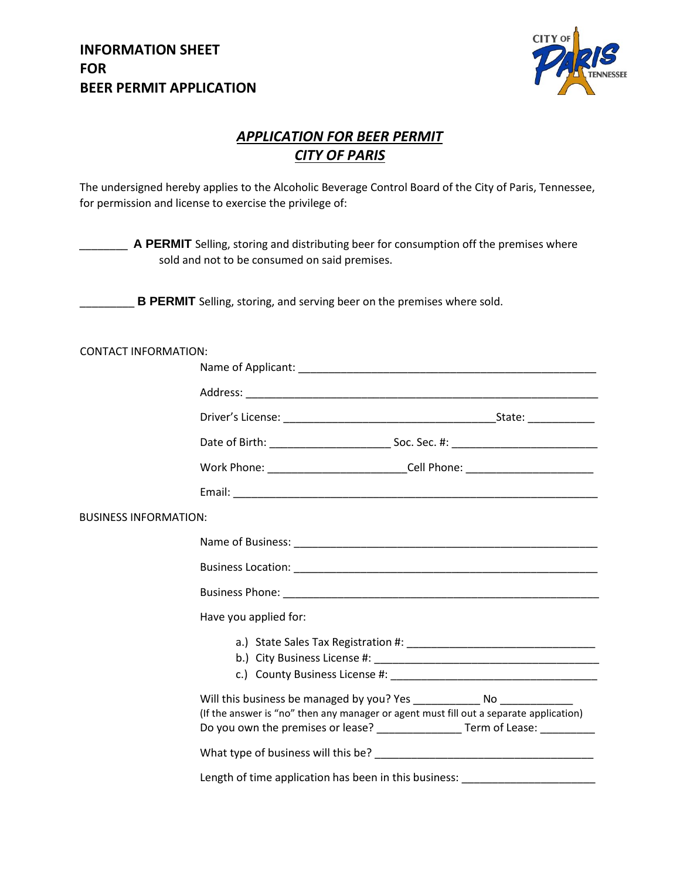# INFORMATION SHEET FOR BEER PERMIT APPLICATION

## *APPLICATION FOR BEER PERMIT CITY OF PARIS*

The undersigned hereby applies to the Alcoholic Beverage Control Board of the City of Paris, Tennessee, for permission and license to exercise the privilege of:

________ **A PERMIT** Selling, storing and distributing beer for consumption off the premises where sold and not to be consumed on said premises.

_________ **B PERMIT** Selling, storing, and serving beer on the premises where sold.

CONTACT INFORMATION:

Name of Applicant: ___________________________________________________

Address: ____________________________________________________________

Driver's License: ___________________________________State: ___________

Date of Birth: ____________________ Soc. Sec. #: ________________________

Work Phone: _______________________Cell Phone: _____________________

Email: _______________________________________________________________

BUSINESS INFORMATION:

Name of Business: ____________________________________________________

Business Location: ____________________________________________________

Business Phone: ______________________________________________________

Have you applied for:

a.) State Sales Tax Registration #: _______________________________
b.) City Business License #: _____________________________________
c.) County Business License #: ___________________________________

Will this business be managed by you? Yes ___________ No ____________
(If the answer is "no" then any manager or agent must fill out a separate application)
Do you own the premises or lease? ______________ Term of Lease: _________

What type of business will this be? ____________________________________

Length of time application has been in this business: ______________________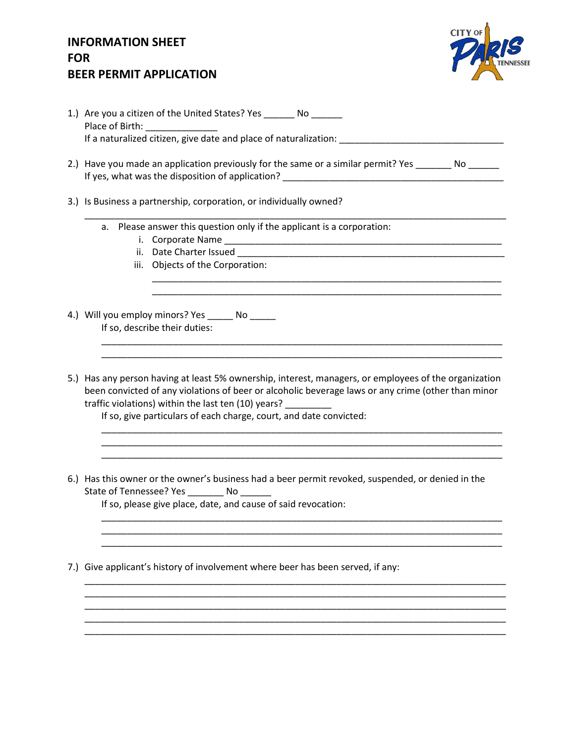# INFORMATION SHEET FOR BEER PERMIT APPLICATION

1.) Are you a citizen of the United States? Yes ______ No ______
Place of Birth: ______________
If a naturalized citizen, give date and place of naturalization: ________________________________

2.) Have you made an application previously for the same or a similar permit? Yes _______ No ______
If yes, what was the disposition of application? ____________________________________________

3.) Is Business a partnership, corporation, or individually owned?
________________________________________________________________________________

   a. Please answer this question only if the applicant is a corporation:
      i. Corporate Name ________________________________________________________
      ii. Date Charter Issued _____________________________________________________
      iii. Objects of the Corporation:
      ______________________________________________________________________
      ______________________________________________________________________

4.) Will you employ minors? Yes _____ No _____
If so, describe their duties:
________________________________________________________________________________
________________________________________________________________________________

5.) Has any person having at least 5% ownership, interest, managers, or employees of the organization been convicted of any violations of beer or alcoholic beverage laws or any crime (other than minor traffic violations) within the last ten (10) years? _________
If so, give particulars of each charge, court, and date convicted:
________________________________________________________________________________
________________________________________________________________________________
________________________________________________________________________________

6.) Has this owner or the owner's business had a beer permit revoked, suspended, or denied in the State of Tennessee? Yes _______ No ______
If so, please give place, date, and cause of said revocation:
________________________________________________________________________________
________________________________________________________________________________
________________________________________________________________________________

7.) Give applicant's history of involvement where beer has been served, if any:
________________________________________________________________________________
________________________________________________________________________________
________________________________________________________________________________
________________________________________________________________________________
________________________________________________________________________________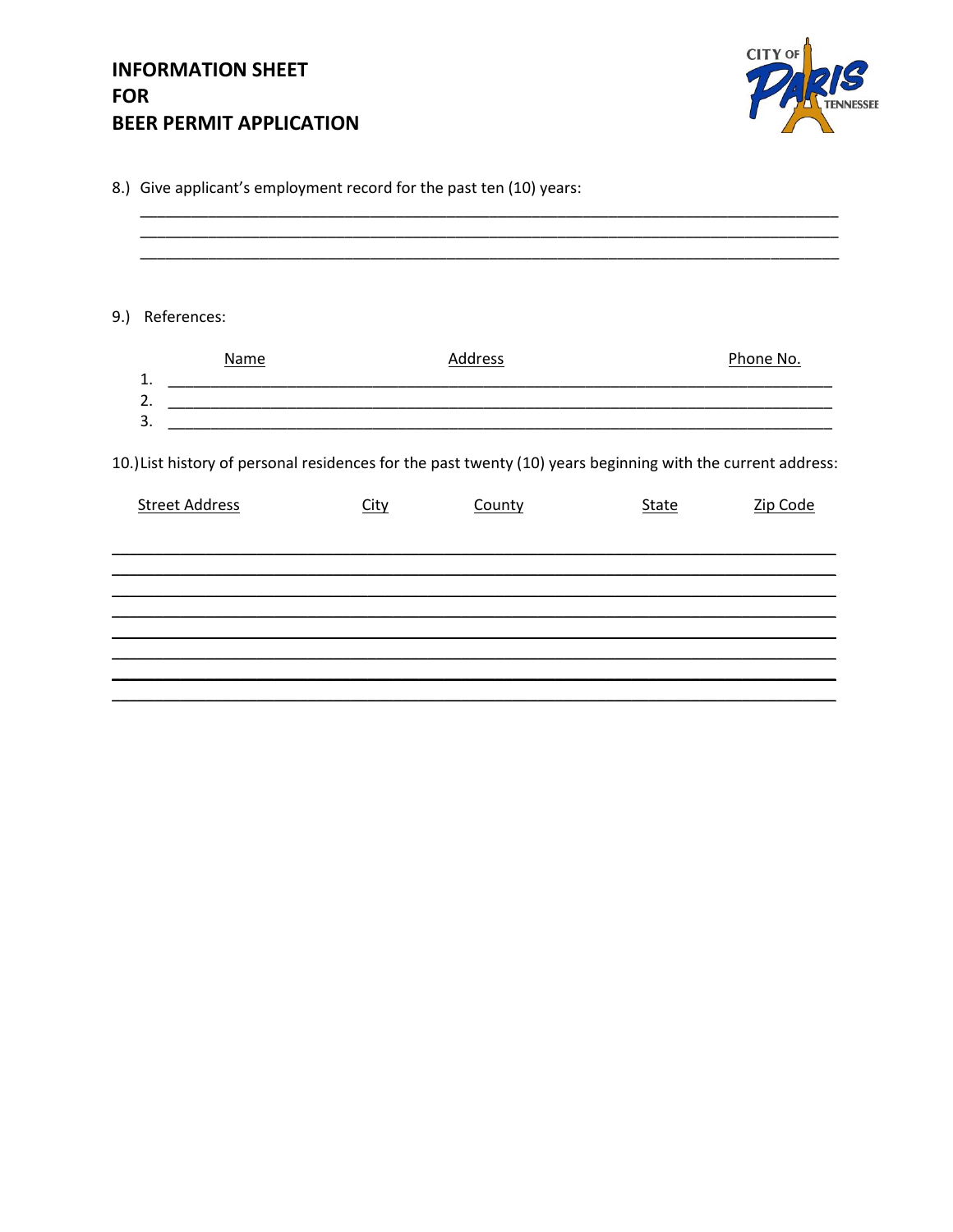# INFORMATION SHEET FOR BEER PERMIT APPLICATION

8.) Give applicant's employment record for the past ten (10) years:

_______________________________________________________________________________

_______________________________________________________________________________

_______________________________________________________________________________

9.) References:

| | Name | Address | Phone No. |
|---|---|---|---|
| 1. | | | |
| 2. | | | |
| 3. | | | |

10.) List history of personal residences for the past twenty (10) years beginning with the current address:

| Street Address | City | County | State | Zip Code |
|---|---|---|---|---|
| | | | | |
| | | | | |
| | | | | |
| | | | | |
| | | | | |
| | | | | |
| | | | | |
| | | | | |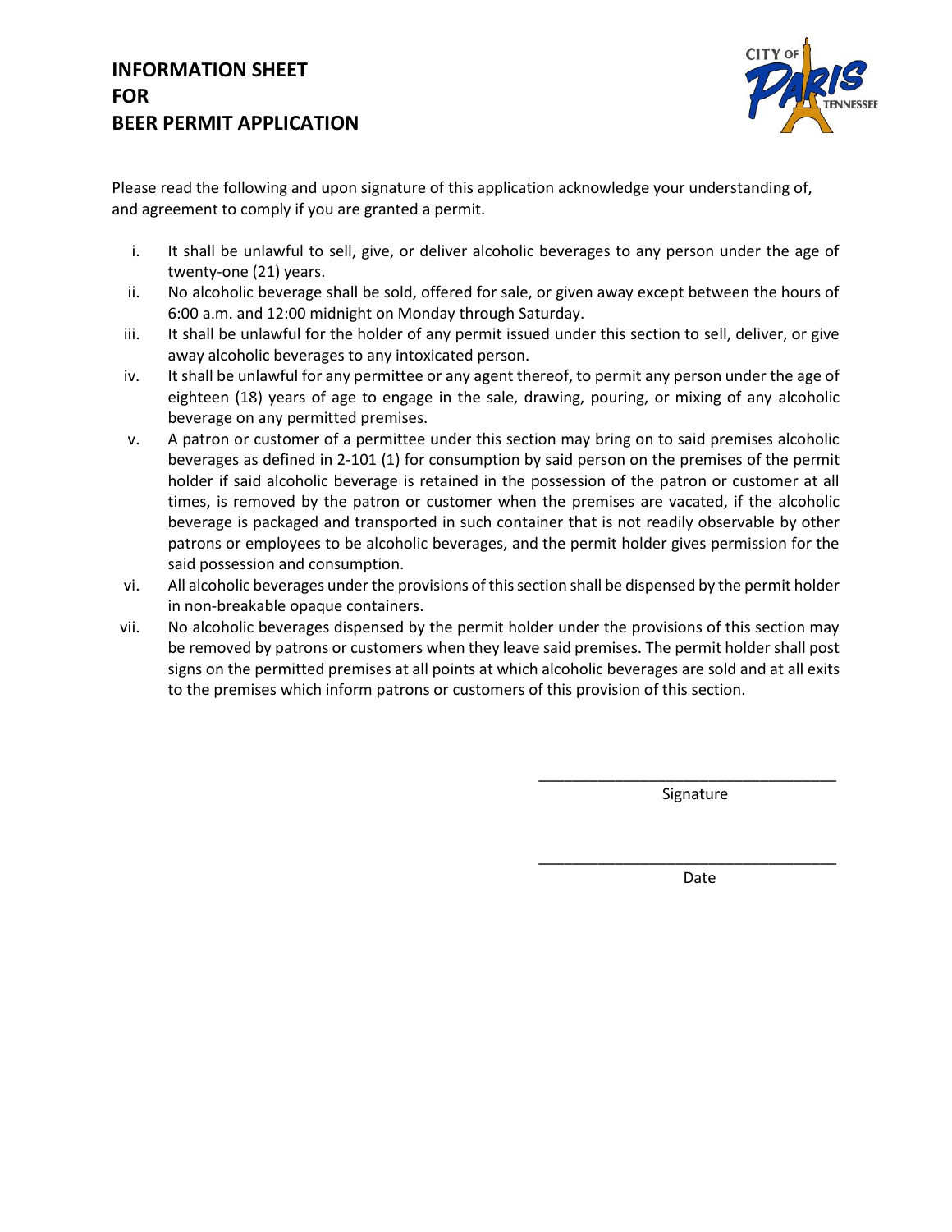# INFORMATION SHEET FOR BEER PERMIT APPLICATION

Please read the following and upon signature of this application acknowledge your understanding of, and agreement to comply if you are granted a permit.

i. It shall be unlawful to sell, give, or deliver alcoholic beverages to any person under the age of twenty-one (21) years.

ii. No alcoholic beverage shall be sold, offered for sale, or given away except between the hours of 6:00 a.m. and 12:00 midnight on Monday through Saturday.

iii. It shall be unlawful for the holder of any permit issued under this section to sell, deliver, or give away alcoholic beverages to any intoxicated person.

iv. It shall be unlawful for any permittee or any agent thereof, to permit any person under the age of eighteen (18) years of age to engage in the sale, drawing, pouring, or mixing of any alcoholic beverage on any permitted premises.

v. A patron or customer of a permittee under this section may bring on to said premises alcoholic beverages as defined in 2-101 (1) for consumption by said person on the premises of the permit holder if said alcoholic beverage is retained in the possession of the patron or customer at all times, is removed by the patron or customer when the premises are vacated, if the alcoholic beverage is packaged and transported in such container that is not readily observable by other patrons or employees to be alcoholic beverages, and the permit holder gives permission for the said possession and consumption.

vi. All alcoholic beverages under the provisions of this section shall be dispensed by the permit holder in non-breakable opaque containers.

vii. No alcoholic beverages dispensed by the permit holder under the provisions of this section may be removed by patrons or customers when they leave said premises. The permit holder shall post signs on the permitted premises at all points at which alcoholic beverages are sold and at all exits to the premises which inform patrons or customers of this provision of this section.

\_\_\_\_\_\_\_\_\_\_\_\_\_\_\_\_\_\_\_\_\_\_\_\_\_\_\_\_\_\_\_\_\_\_\_\_
Signature

\_\_\_\_\_\_\_\_\_\_\_\_\_\_\_\_\_\_\_\_\_\_\_\_\_\_\_\_\_\_\_\_\_\_\_\_
Date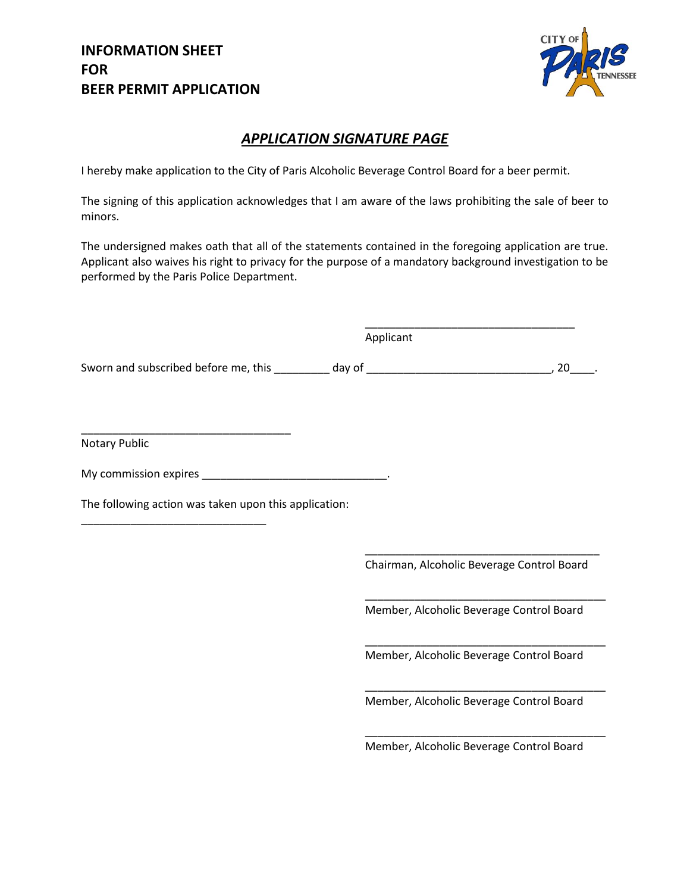# INFORMATION SHEET FOR BEER PERMIT APPLICATION

## *APPLICATION SIGNATURE PAGE*

I hereby make application to the City of Paris Alcoholic Beverage Control Board for a beer permit.

The signing of this application acknowledges that I am aware of the laws prohibiting the sale of beer to minors.

The undersigned makes oath that all of the statements contained in the foregoing application are true. Applicant also waives his right to privacy for the purpose of a mandatory background investigation to be performed by the Paris Police Department.

___________________________________
Applicant

Sworn and subscribed before me, this _________ day of ______________________________, 20____.

___________________________________
Notary Public

My commission expires ______________________________.

The following action was taken upon this application:

______________________________

_______________________________________
Chairman, Alcoholic Beverage Control Board

_______________________________________
Member, Alcoholic Beverage Control Board

_______________________________________
Member, Alcoholic Beverage Control Board

_______________________________________
Member, Alcoholic Beverage Control Board

_______________________________________
Member, Alcoholic Beverage Control Board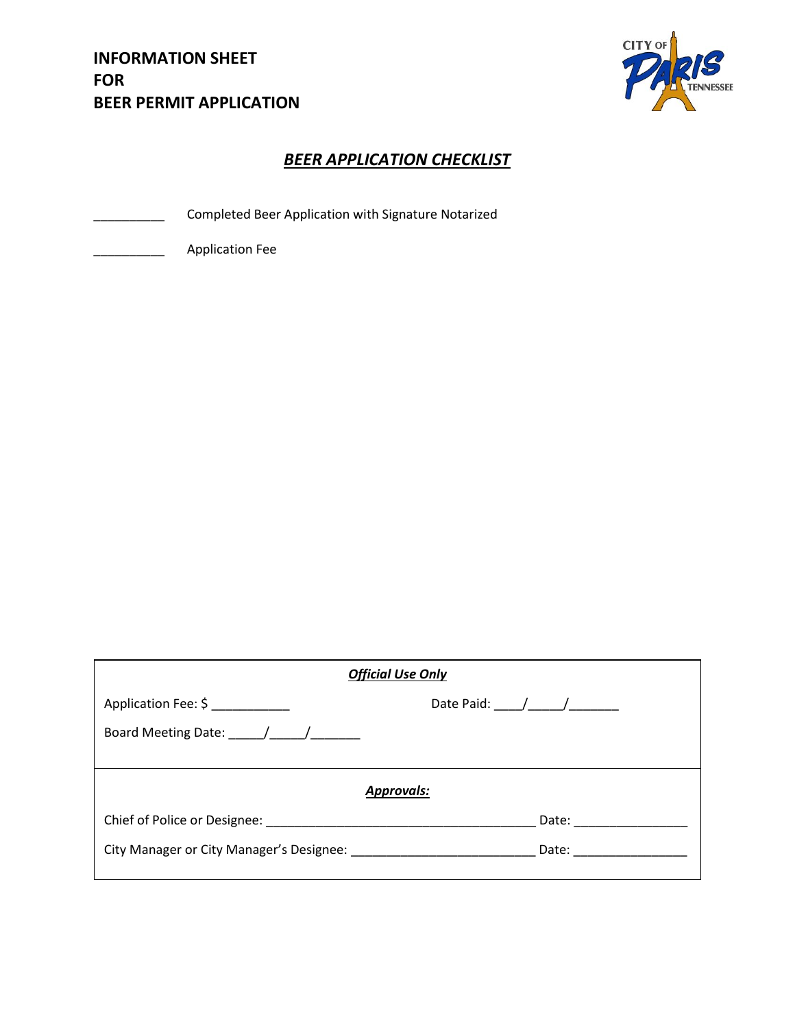**INFORMATION SHEET**
**FOR**
**BEER PERMIT APPLICATION**

## ***BEER APPLICATION CHECKLIST***

__________ Completed Beer Application with Signature Notarized

__________ Application Fee

***Official Use Only***

Application Fee: $ ___________ Date Paid: ____/_____/_______

Board Meeting Date: _____/_____/_______

***Approvals:***

Chief of Police or Designee: _______________________________________ Date: ________________

City Manager or City Manager's Designee: __________________________ Date: ________________